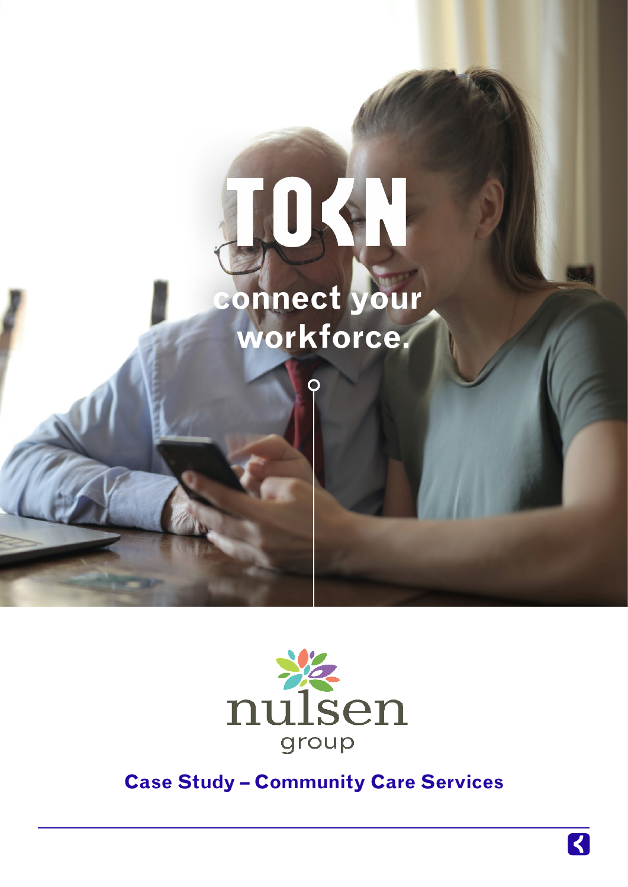# TOKN

**connect your workforce.**

nulsen group

## Case Study – Community Care Services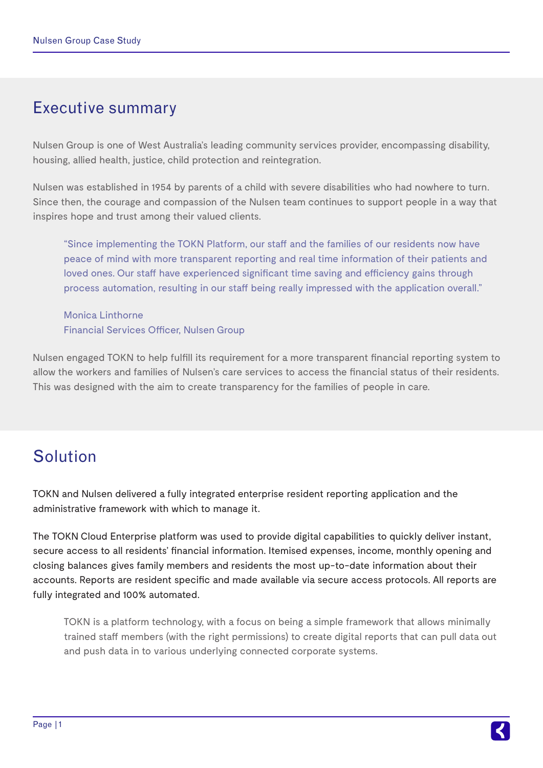## Executive summary

Nulsen Group is one of West Australia's leading community services provider, encompassing disability, housing, allied health, justice, child protection and reintegration.

Nulsen was established in 1954 by parents of a child with severe disabilities who had nowhere to turn. Since then, the courage and compassion of the Nulsen team continues to support people in a way that inspires hope and trust among their valued clients.

> "Since implementing the TOKN Platform, our staff and the families of our residents now have peace of mind with more transparent reporting and real time information of their patients and loved ones. Our staff have experienced significant time saving and efficiency gains through process automation, resulting in our staff being really impressed with the application overall."
>
> Monica Linthorne
> Financial Services Officer, Nulsen Group

Nulsen engaged TOKN to help fulfill its requirement for a more transparent financial reporting system to allow the workers and families of Nulsen's care services to access the financial status of their residents. This was designed with the aim to create transparency for the families of people in care.

## Solution

TOKN and Nulsen delivered a fully integrated enterprise resident reporting application and the administrative framework with which to manage it.

The TOKN Cloud Enterprise platform was used to provide digital capabilities to quickly deliver instant, secure access to all residents' financial information. Itemised expenses, income, monthly opening and closing balances gives family members and residents the most up-to-date information about their accounts. Reports are resident specific and made available via secure access protocols. All reports are fully integrated and 100% automated.

> TOKN is a platform technology, with a focus on being a simple framework that allows minimally trained staff members (with the right permissions) to create digital reports that can pull data out and push data in to various underlying connected corporate systems.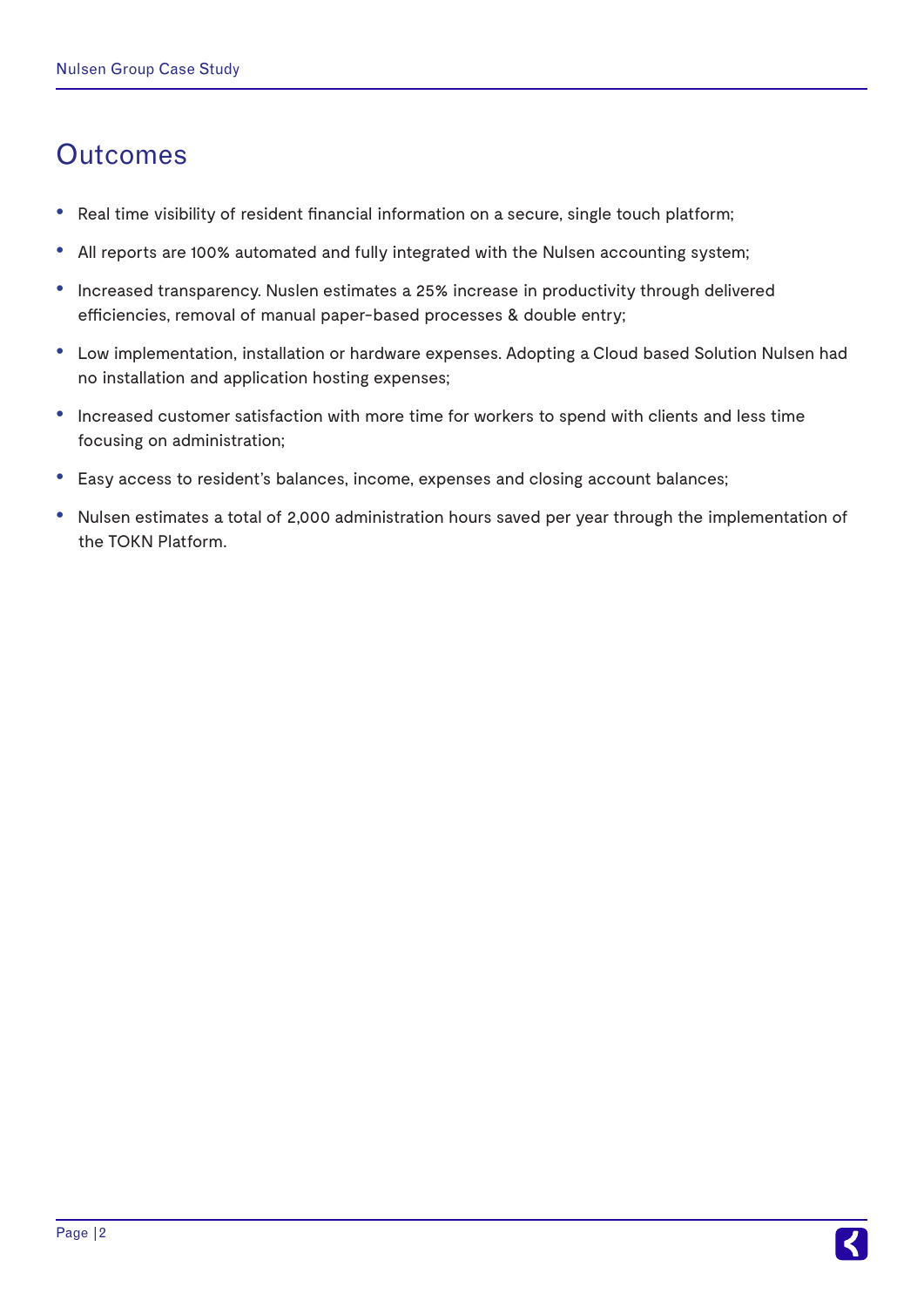## Outcomes

- Real time visibility of resident financial information on a secure, single touch platform;
- All reports are 100% automated and fully integrated with the Nulsen accounting system;
- Increased transparency. Nuslen estimates a 25% increase in productivity through delivered efficiencies, removal of manual paper-based processes & double entry;
- Low implementation, installation or hardware expenses. Adopting a Cloud based Solution Nulsen had no installation and application hosting expenses;
- Increased customer satisfaction with more time for workers to spend with clients and less time focusing on administration;
- Easy access to resident's balances, income, expenses and closing account balances;
- Nulsen estimates a total of 2,000 administration hours saved per year through the implementation of the TOKN Platform.